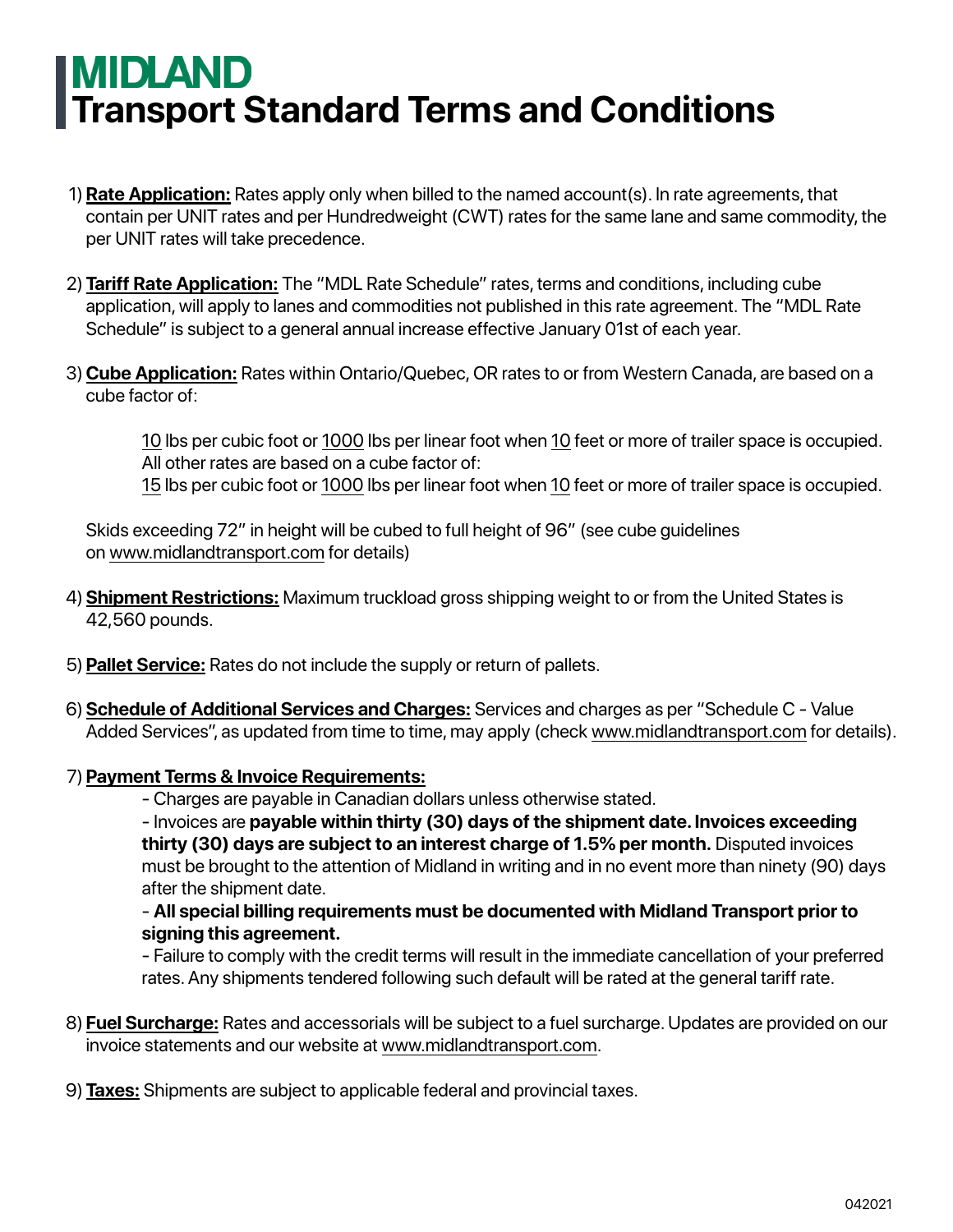# MIDLAND
# Transport Standard Terms and Conditions

1) **Rate Application:** Rates apply only when billed to the named account(s). In rate agreements, that contain per UNIT rates and per Hundredweight (CWT) rates for the same lane and same commodity, the per UNIT rates will take precedence.

2) **Tariff Rate Application:** The "MDL Rate Schedule" rates, terms and conditions, including cube application, will apply to lanes and commodities not published in this rate agreement. The "MDL Rate Schedule" is subject to a general annual increase effective January 01st of each year.

3) **Cube Application:** Rates within Ontario/Quebec, OR rates to or from Western Canada, are based on a cube factor of:

   10 lbs per cubic foot or 1000 lbs per linear foot when 10 feet or more of trailer space is occupied.
   All other rates are based on a cube factor of:
   15 lbs per cubic foot or 1000 lbs per linear foot when 10 feet or more of trailer space is occupied.

   Skids exceeding 72" in height will be cubed to full height of 96" (see cube guidelines on www.midlandtransport.com for details)

4) **Shipment Restrictions:** Maximum truckload gross shipping weight to or from the United States is 42,560 pounds.

5) **Pallet Service:** Rates do not include the supply or return of pallets.

6) **Schedule of Additional Services and Charges:** Services and charges as per "Schedule C - Value Added Services", as updated from time to time, may apply (check www.midlandtransport.com for details).

7) **Payment Terms & Invoice Requirements:**
   - Charges are payable in Canadian dollars unless otherwise stated.
   - Invoices are **payable within thirty (30) days of the shipment date. Invoices exceeding thirty (30) days are subject to an interest charge of 1.5% per month.** Disputed invoices must be brought to the attention of Midland in writing and in no event more than ninety (90) days after the shipment date.
   - **All special billing requirements must be documented with Midland Transport prior to signing this agreement.**
   - Failure to comply with the credit terms will result in the immediate cancellation of your preferred rates. Any shipments tendered following such default will be rated at the general tariff rate.

8) **Fuel Surcharge:** Rates and accessorials will be subject to a fuel surcharge. Updates are provided on our invoice statements and our website at www.midlandtransport.com.

9) **Taxes:** Shipments are subject to applicable federal and provincial taxes.

042021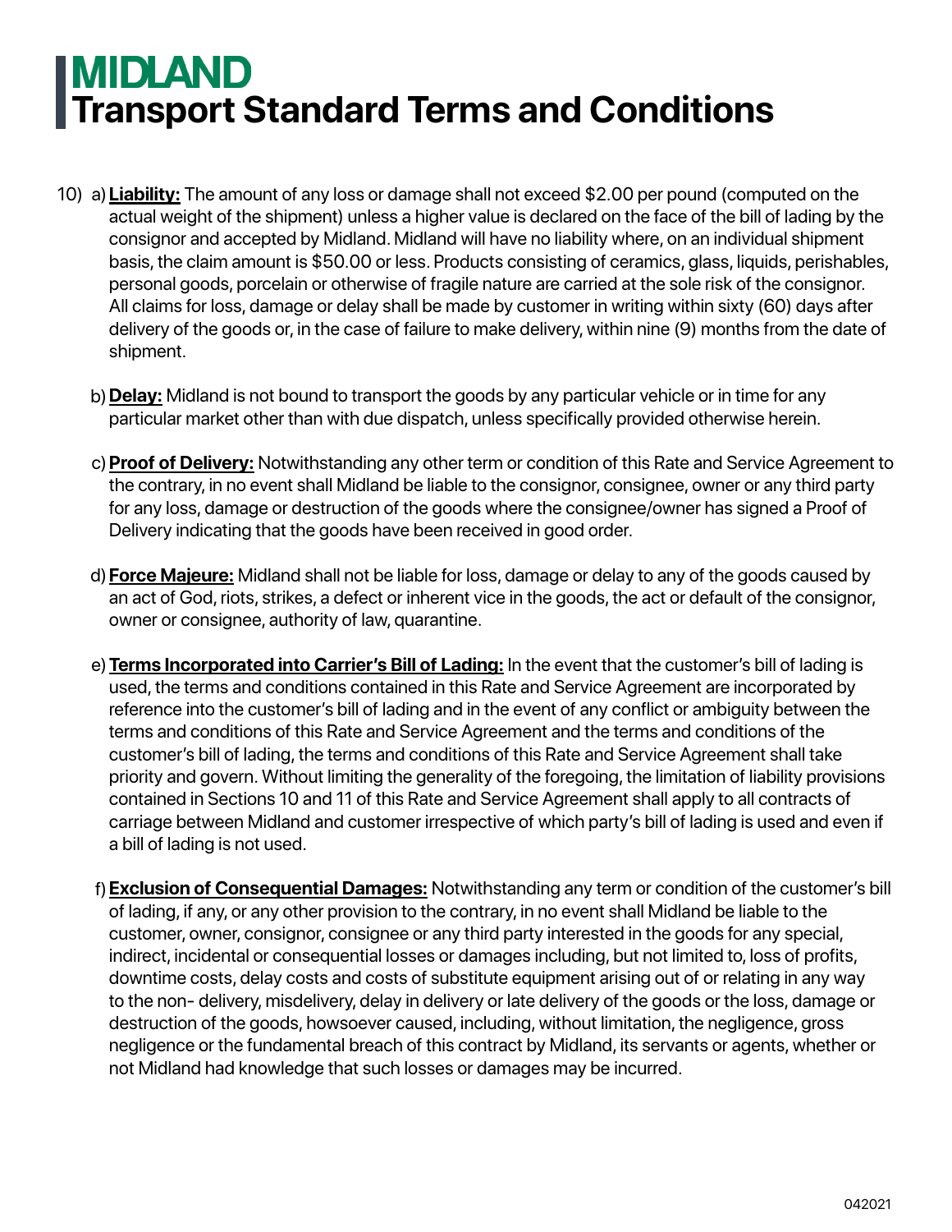# MIDLAND
## Transport Standard Terms and Conditions

10) a) **Liability:** The amount of any loss or damage shall not exceed $2.00 per pound (computed on the actual weight of the shipment) unless a higher value is declared on the face of the bill of lading by the consignor and accepted by Midland. Midland will have no liability where, on an individual shipment basis, the claim amount is $50.00 or less. Products consisting of ceramics, glass, liquids, perishables, personal goods, porcelain or otherwise of fragile nature are carried at the sole risk of the consignor. All claims for loss, damage or delay shall be made by customer in writing within sixty (60) days after delivery of the goods or, in the case of failure to make delivery, within nine (9) months from the date of shipment.

b) **Delay:** Midland is not bound to transport the goods by any particular vehicle or in time for any particular market other than with due dispatch, unless specifically provided otherwise herein.

c) **Proof of Delivery:** Notwithstanding any other term or condition of this Rate and Service Agreement to the contrary, in no event shall Midland be liable to the consignor, consignee, owner or any third party for any loss, damage or destruction of the goods where the consignee/owner has signed a Proof of Delivery indicating that the goods have been received in good order.

d) **Force Majeure:** Midland shall not be liable for loss, damage or delay to any of the goods caused by an act of God, riots, strikes, a defect or inherent vice in the goods, the act or default of the consignor, owner or consignee, authority of law, quarantine.

e) **Terms Incorporated into Carrier's Bill of Lading:** In the event that the customer's bill of lading is used, the terms and conditions contained in this Rate and Service Agreement are incorporated by reference into the customer's bill of lading and in the event of any conflict or ambiguity between the terms and conditions of this Rate and Service Agreement and the terms and conditions of the customer's bill of lading, the terms and conditions of this Rate and Service Agreement shall take priority and govern. Without limiting the generality of the foregoing, the limitation of liability provisions contained in Sections 10 and 11 of this Rate and Service Agreement shall apply to all contracts of carriage between Midland and customer irrespective of which party's bill of lading is used and even if a bill of lading is not used.

f) **Exclusion of Consequential Damages:** Notwithstanding any term or condition of the customer's bill of lading, if any, or any other provision to the contrary, in no event shall Midland be liable to the customer, owner, consignor, consignee or any third party interested in the goods for any special, indirect, incidental or consequential losses or damages including, but not limited to, loss of profits, downtime costs, delay costs and costs of substitute equipment arising out of or relating in any way to the non- delivery, misdelivery, delay in delivery or late delivery of the goods or the loss, damage or destruction of the goods, howsoever caused, including, without limitation, the negligence, gross negligence or the fundamental breach of this contract by Midland, its servants or agents, whether or not Midland had knowledge that such losses or damages may be incurred.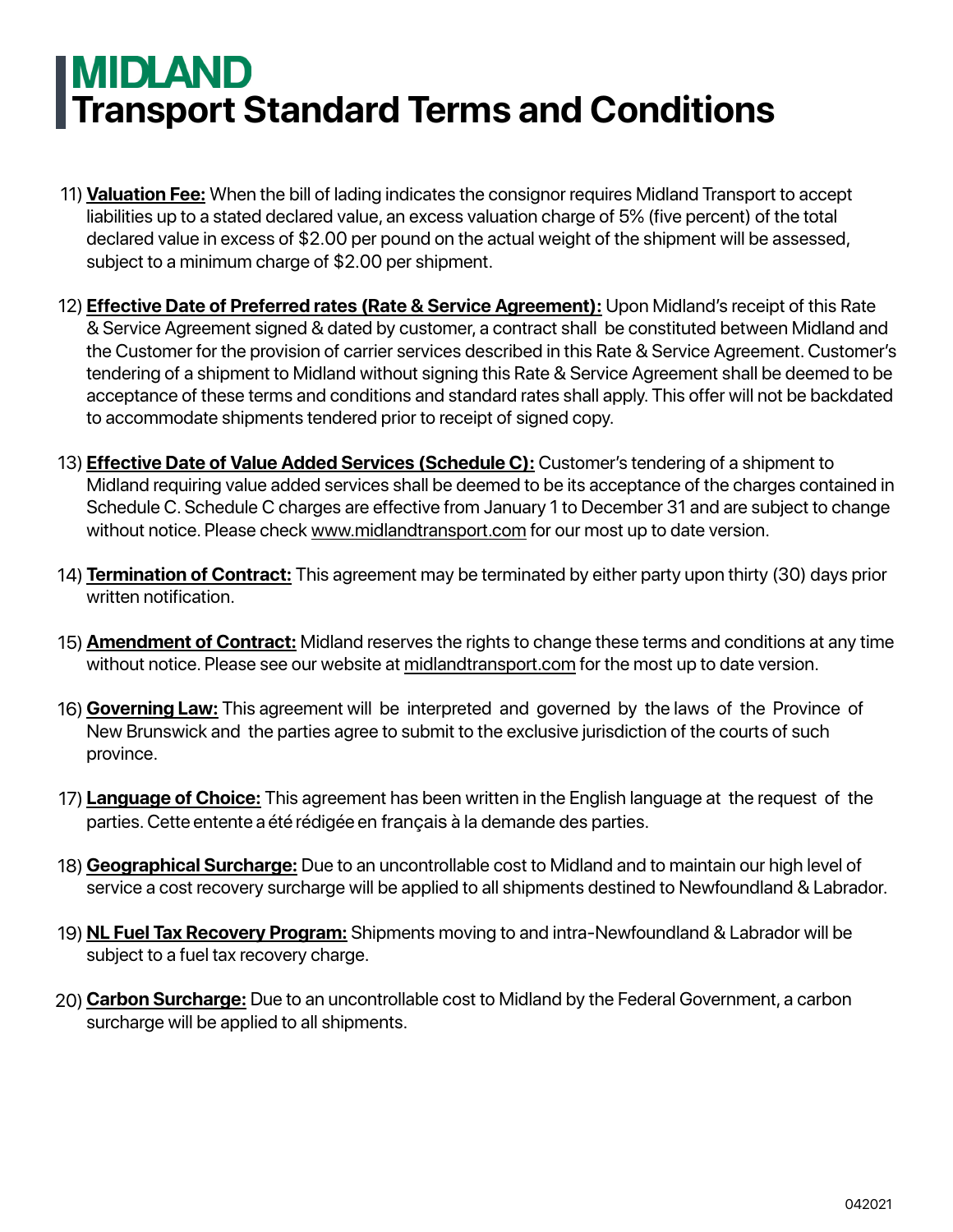# MIDLAND
# Transport Standard Terms and Conditions

11) **Valuation Fee:** When the bill of lading indicates the consignor requires Midland Transport to accept liabilities up to a stated declared value, an excess valuation charge of 5% (five percent) of the total declared value in excess of $2.00 per pound on the actual weight of the shipment will be assessed, subject to a minimum charge of $2.00 per shipment.

12) **Effective Date of Preferred rates (Rate & Service Agreement):** Upon Midland's receipt of this Rate & Service Agreement signed & dated by customer, a contract shall be constituted between Midland and the Customer for the provision of carrier services described in this Rate & Service Agreement. Customer's tendering of a shipment to Midland without signing this Rate & Service Agreement shall be deemed to be acceptance of these terms and conditions and standard rates shall apply. This offer will not be backdated to accommodate shipments tendered prior to receipt of signed copy.

13) **Effective Date of Value Added Services (Schedule C):** Customer's tendering of a shipment to Midland requiring value added services shall be deemed to be its acceptance of the charges contained in Schedule C. Schedule C charges are effective from January 1 to December 31 and are subject to change without notice. Please check www.midlandtransport.com for our most up to date version.

14) **Termination of Contract:** This agreement may be terminated by either party upon thirty (30) days prior written notification.

15) **Amendment of Contract:** Midland reserves the rights to change these terms and conditions at any time without notice. Please see our website at midlandtransport.com for the most up to date version.

16) **Governing Law:** This agreement will be interpreted and governed by the laws of the Province of New Brunswick and the parties agree to submit to the exclusive jurisdiction of the courts of such province.

17) **Language of Choice:** This agreement has been written in the English language at the request of the parties. Cette entente a été rédigée en français à la demande des parties.

18) **Geographical Surcharge:** Due to an uncontrollable cost to Midland and to maintain our high level of service a cost recovery surcharge will be applied to all shipments destined to Newfoundland & Labrador.

19) **NL Fuel Tax Recovery Program:** Shipments moving to and intra-Newfoundland & Labrador will be subject to a fuel tax recovery charge.

20) **Carbon Surcharge:** Due to an uncontrollable cost to Midland by the Federal Government, a carbon surcharge will be applied to all shipments.

042021